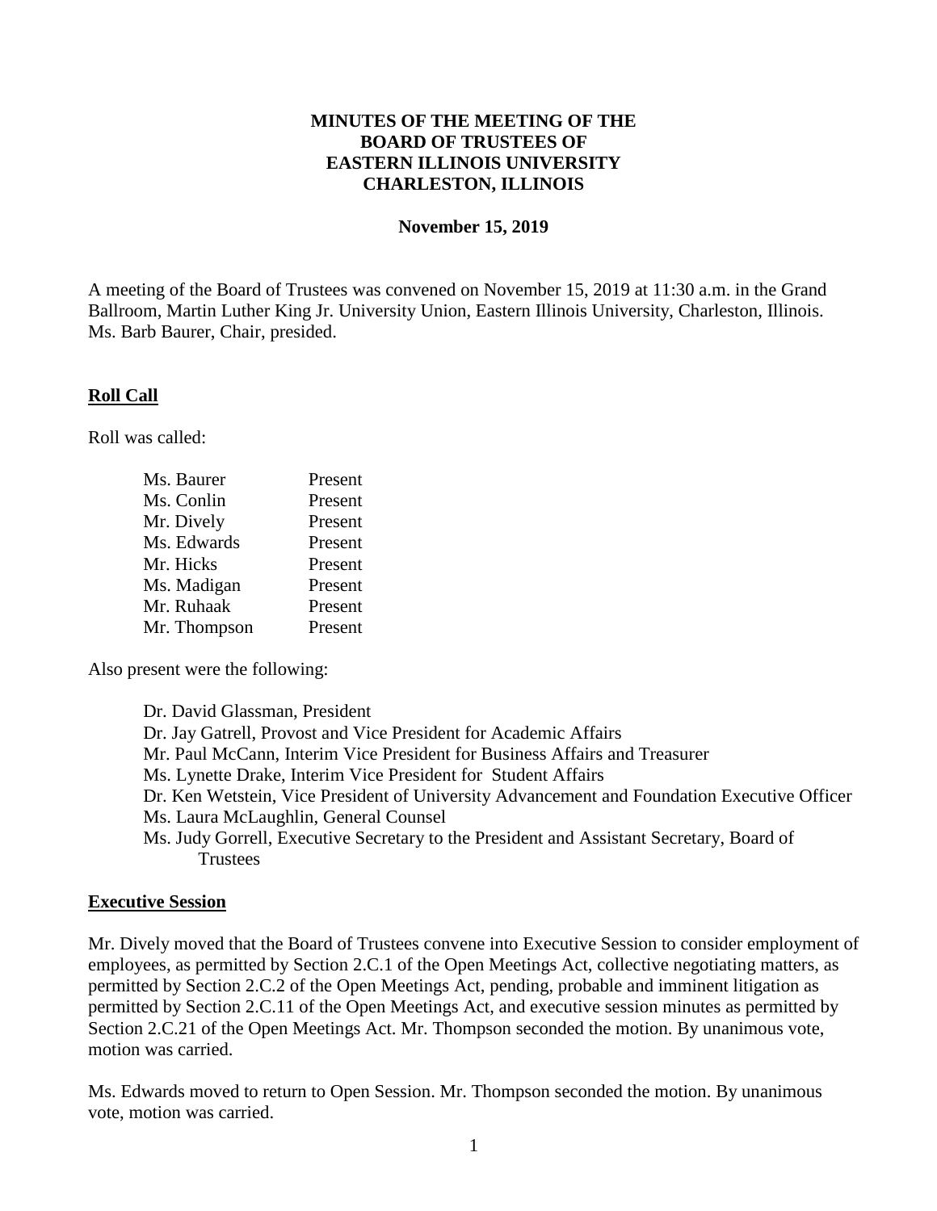# MINUTES OF THE MEETING OF THE BOARD OF TRUSTEES OF EASTERN ILLINOIS UNIVERSITY CHARLESTON, ILLINOIS

**November 15, 2019**

A meeting of the Board of Trustees was convened on November 15, 2019 at 11:30 a.m. in the Grand Ballroom, Martin Luther King Jr. University Union, Eastern Illinois University, Charleston, Illinois. Ms. Barb Baurer, Chair, presided.

## Roll Call

Roll was called:

| | |
|---|---|
| Ms. Baurer | Present |
| Ms. Conlin | Present |
| Mr. Dively | Present |
| Ms. Edwards | Present |
| Mr. Hicks | Present |
| Ms. Madigan | Present |
| Mr. Ruhaak | Present |
| Mr. Thompson | Present |

Also present were the following:

- Dr. David Glassman, President
- Dr. Jay Gatrell, Provost and Vice President for Academic Affairs
- Mr. Paul McCann, Interim Vice President for Business Affairs and Treasurer
- Ms. Lynette Drake, Interim Vice President for Student Affairs
- Dr. Ken Wetstein, Vice President of University Advancement and Foundation Executive Officer
- Ms. Laura McLaughlin, General Counsel
- Ms. Judy Gorrell, Executive Secretary to the President and Assistant Secretary, Board of Trustees

## Executive Session

Mr. Dively moved that the Board of Trustees convene into Executive Session to consider employment of employees, as permitted by Section 2.C.1 of the Open Meetings Act, collective negotiating matters, as permitted by Section 2.C.2 of the Open Meetings Act, pending, probable and imminent litigation as permitted by Section 2.C.11 of the Open Meetings Act, and executive session minutes as permitted by Section 2.C.21 of the Open Meetings Act. Mr. Thompson seconded the motion. By unanimous vote, motion was carried.

Ms. Edwards moved to return to Open Session. Mr. Thompson seconded the motion. By unanimous vote, motion was carried.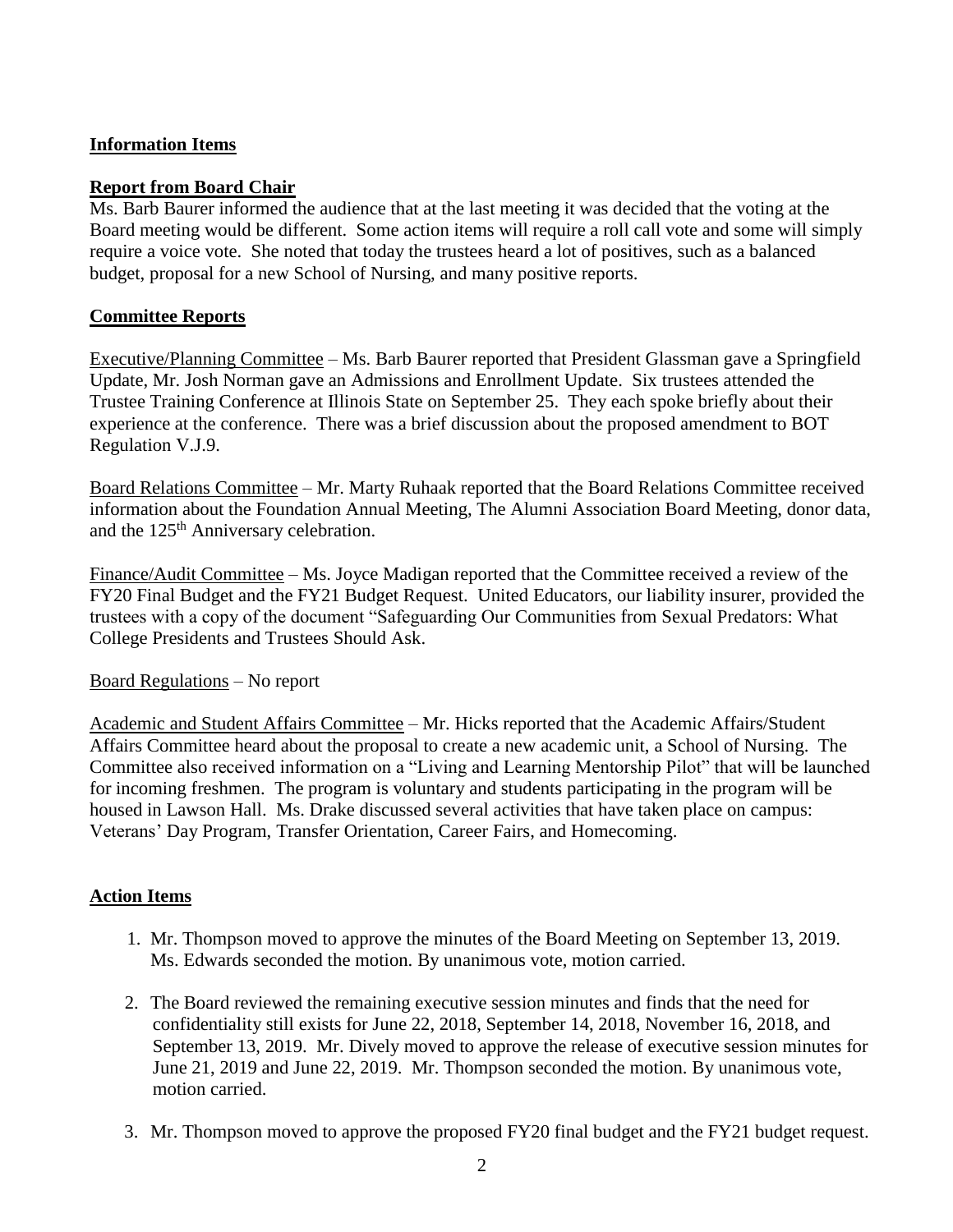## Information Items

## Report from Board Chair

Ms. Barb Baurer informed the audience that at the last meeting it was decided that the voting at the Board meeting would be different. Some action items will require a roll call vote and some will simply require a voice vote. She noted that today the trustees heard a lot of positives, such as a balanced budget, proposal for a new School of Nursing, and many positive reports.

## Committee Reports

Executive/Planning Committee – Ms. Barb Baurer reported that President Glassman gave a Springfield Update, Mr. Josh Norman gave an Admissions and Enrollment Update. Six trustees attended the Trustee Training Conference at Illinois State on September 25. They each spoke briefly about their experience at the conference. There was a brief discussion about the proposed amendment to BOT Regulation V.J.9.

Board Relations Committee – Mr. Marty Ruhaak reported that the Board Relations Committee received information about the Foundation Annual Meeting, The Alumni Association Board Meeting, donor data, and the 125th Anniversary celebration.

Finance/Audit Committee – Ms. Joyce Madigan reported that the Committee received a review of the FY20 Final Budget and the FY21 Budget Request. United Educators, our liability insurer, provided the trustees with a copy of the document "Safeguarding Our Communities from Sexual Predators: What College Presidents and Trustees Should Ask.

Board Regulations – No report

Academic and Student Affairs Committee – Mr. Hicks reported that the Academic Affairs/Student Affairs Committee heard about the proposal to create a new academic unit, a School of Nursing. The Committee also received information on a "Living and Learning Mentorship Pilot" that will be launched for incoming freshmen. The program is voluntary and students participating in the program will be housed in Lawson Hall. Ms. Drake discussed several activities that have taken place on campus: Veterans' Day Program, Transfer Orientation, Career Fairs, and Homecoming.

## Action Items

1. Mr. Thompson moved to approve the minutes of the Board Meeting on September 13, 2019. Ms. Edwards seconded the motion. By unanimous vote, motion carried.

2. The Board reviewed the remaining executive session minutes and finds that the need for confidentiality still exists for June 22, 2018, September 14, 2018, November 16, 2018, and September 13, 2019. Mr. Dively moved to approve the release of executive session minutes for June 21, 2019 and June 22, 2019. Mr. Thompson seconded the motion. By unanimous vote, motion carried.

3. Mr. Thompson moved to approve the proposed FY20 final budget and the FY21 budget request.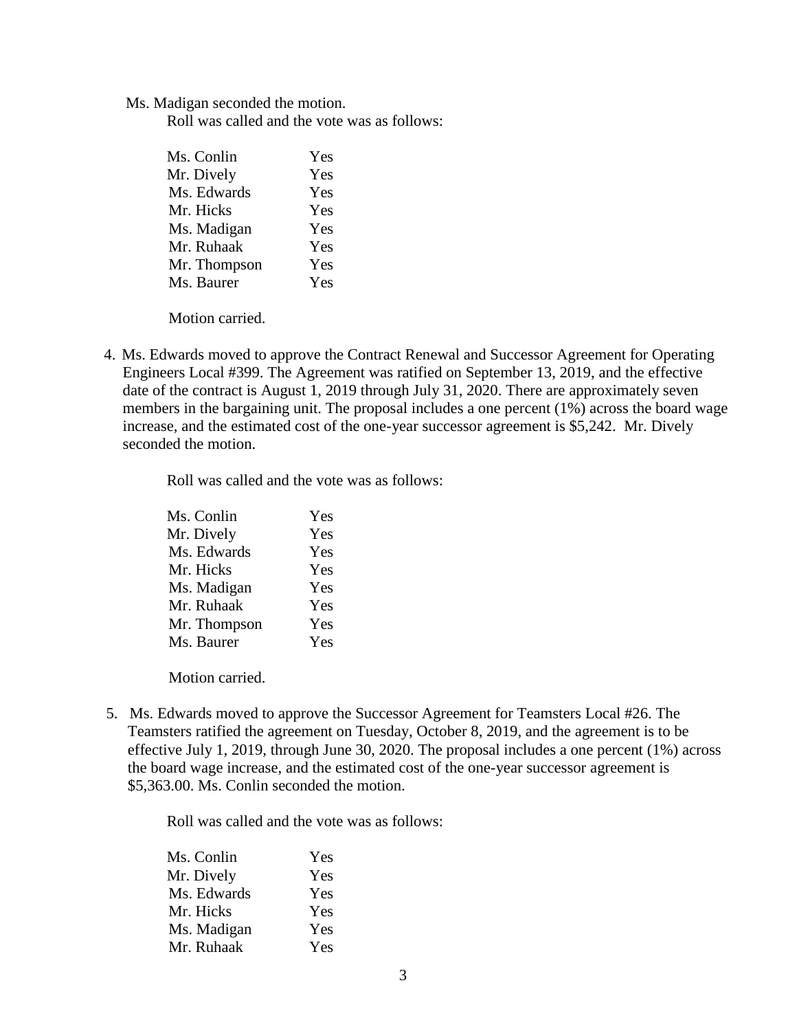Ms. Madigan seconded the motion.

Roll was called and the vote was as follows:

| | |
|---|---|
| Ms. Conlin | Yes |
| Mr. Dively | Yes |
| Ms. Edwards | Yes |
| Mr. Hicks | Yes |
| Ms. Madigan | Yes |
| Mr. Ruhaak | Yes |
| Mr. Thompson | Yes |
| Ms. Baurer | Yes |

Motion carried.

4. Ms. Edwards moved to approve the Contract Renewal and Successor Agreement for Operating Engineers Local #399. The Agreement was ratified on September 13, 2019, and the effective date of the contract is August 1, 2019 through July 31, 2020. There are approximately seven members in the bargaining unit. The proposal includes a one percent (1%) across the board wage increase, and the estimated cost of the one-year successor agreement is $5,242. Mr. Dively seconded the motion.

   Roll was called and the vote was as follows:

| | |
|---|---|
| Ms. Conlin | Yes |
| Mr. Dively | Yes |
| Ms. Edwards | Yes |
| Mr. Hicks | Yes |
| Ms. Madigan | Yes |
| Mr. Ruhaak | Yes |
| Mr. Thompson | Yes |
| Ms. Baurer | Yes |

   Motion carried.

5. Ms. Edwards moved to approve the Successor Agreement for Teamsters Local #26. The Teamsters ratified the agreement on Tuesday, October 8, 2019, and the agreement is to be effective July 1, 2019, through June 30, 2020. The proposal includes a one percent (1%) across the board wage increase, and the estimated cost of the one-year successor agreement is $5,363.00. Ms. Conlin seconded the motion.

   Roll was called and the vote was as follows:

| | |
|---|---|
| Ms. Conlin | Yes |
| Mr. Dively | Yes |
| Ms. Edwards | Yes |
| Mr. Hicks | Yes |
| Ms. Madigan | Yes |
| Mr. Ruhaak | Yes |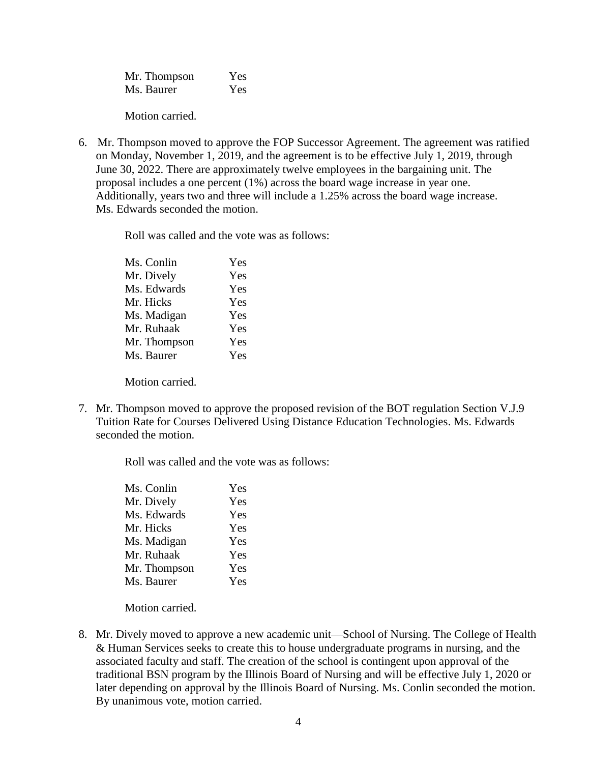| | |
|---|---|
| Mr. Thompson | Yes |
| Ms. Baurer | Yes |

Motion carried.

6. Mr. Thompson moved to approve the FOP Successor Agreement. The agreement was ratified on Monday, November 1, 2019, and the agreement is to be effective July 1, 2019, through June 30, 2022. There are approximately twelve employees in the bargaining unit. The proposal includes a one percent (1%) across the board wage increase in year one. Additionally, years two and three will include a 1.25% across the board wage increase. Ms. Edwards seconded the motion.

   Roll was called and the vote was as follows:

   | | |
   |---|---|
   | Ms. Conlin | Yes |
   | Mr. Dively | Yes |
   | Ms. Edwards | Yes |
   | Mr. Hicks | Yes |
   | Ms. Madigan | Yes |
   | Mr. Ruhaak | Yes |
   | Mr. Thompson | Yes |
   | Ms. Baurer | Yes |

   Motion carried.

7. Mr. Thompson moved to approve the proposed revision of the BOT regulation Section V.J.9 Tuition Rate for Courses Delivered Using Distance Education Technologies. Ms. Edwards seconded the motion.

   Roll was called and the vote was as follows:

   | | |
   |---|---|
   | Ms. Conlin | Yes |
   | Mr. Dively | Yes |
   | Ms. Edwards | Yes |
   | Mr. Hicks | Yes |
   | Ms. Madigan | Yes |
   | Mr. Ruhaak | Yes |
   | Mr. Thompson | Yes |
   | Ms. Baurer | Yes |

   Motion carried.

8. Mr. Dively moved to approve a new academic unit—School of Nursing. The College of Health & Human Services seeks to create this to house undergraduate programs in nursing, and the associated faculty and staff. The creation of the school is contingent upon approval of the traditional BSN program by the Illinois Board of Nursing and will be effective July 1, 2020 or later depending on approval by the Illinois Board of Nursing. Ms. Conlin seconded the motion. By unanimous vote, motion carried.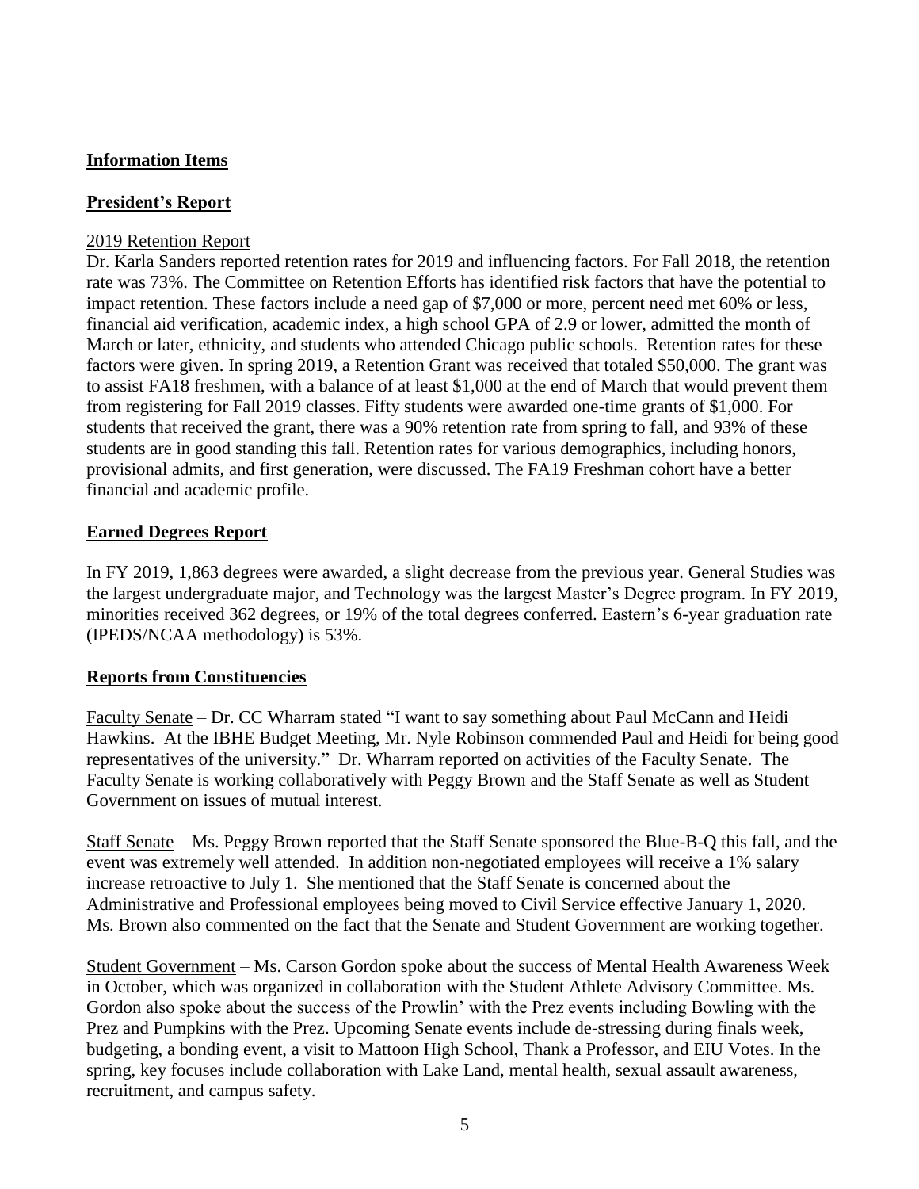## Information Items

## President's Report

2019 Retention Report

Dr. Karla Sanders reported retention rates for 2019 and influencing factors. For Fall 2018, the retention rate was 73%. The Committee on Retention Efforts has identified risk factors that have the potential to impact retention. These factors include a need gap of $7,000 or more, percent need met 60% or less, financial aid verification, academic index, a high school GPA of 2.9 or lower, admitted the month of March or later, ethnicity, and students who attended Chicago public schools. Retention rates for these factors were given. In spring 2019, a Retention Grant was received that totaled $50,000. The grant was to assist FA18 freshmen, with a balance of at least $1,000 at the end of March that would prevent them from registering for Fall 2019 classes. Fifty students were awarded one-time grants of $1,000. For students that received the grant, there was a 90% retention rate from spring to fall, and 93% of these students are in good standing this fall. Retention rates for various demographics, including honors, provisional admits, and first generation, were discussed. The FA19 Freshman cohort have a better financial and academic profile.

## Earned Degrees Report

In FY 2019, 1,863 degrees were awarded, a slight decrease from the previous year. General Studies was the largest undergraduate major, and Technology was the largest Master's Degree program. In FY 2019, minorities received 362 degrees, or 19% of the total degrees conferred. Eastern's 6-year graduation rate (IPEDS/NCAA methodology) is 53%.

## Reports from Constituencies

Faculty Senate – Dr. CC Wharram stated "I want to say something about Paul McCann and Heidi Hawkins. At the IBHE Budget Meeting, Mr. Nyle Robinson commended Paul and Heidi for being good representatives of the university." Dr. Wharram reported on activities of the Faculty Senate. The Faculty Senate is working collaboratively with Peggy Brown and the Staff Senate as well as Student Government on issues of mutual interest.

Staff Senate – Ms. Peggy Brown reported that the Staff Senate sponsored the Blue-B-Q this fall, and the event was extremely well attended. In addition non-negotiated employees will receive a 1% salary increase retroactive to July 1. She mentioned that the Staff Senate is concerned about the Administrative and Professional employees being moved to Civil Service effective January 1, 2020. Ms. Brown also commented on the fact that the Senate and Student Government are working together.

Student Government – Ms. Carson Gordon spoke about the success of Mental Health Awareness Week in October, which was organized in collaboration with the Student Athlete Advisory Committee. Ms. Gordon also spoke about the success of the Prowlin' with the Prez events including Bowling with the Prez and Pumpkins with the Prez. Upcoming Senate events include de-stressing during finals week, budgeting, a bonding event, a visit to Mattoon High School, Thank a Professor, and EIU Votes. In the spring, key focuses include collaboration with Lake Land, mental health, sexual assault awareness, recruitment, and campus safety.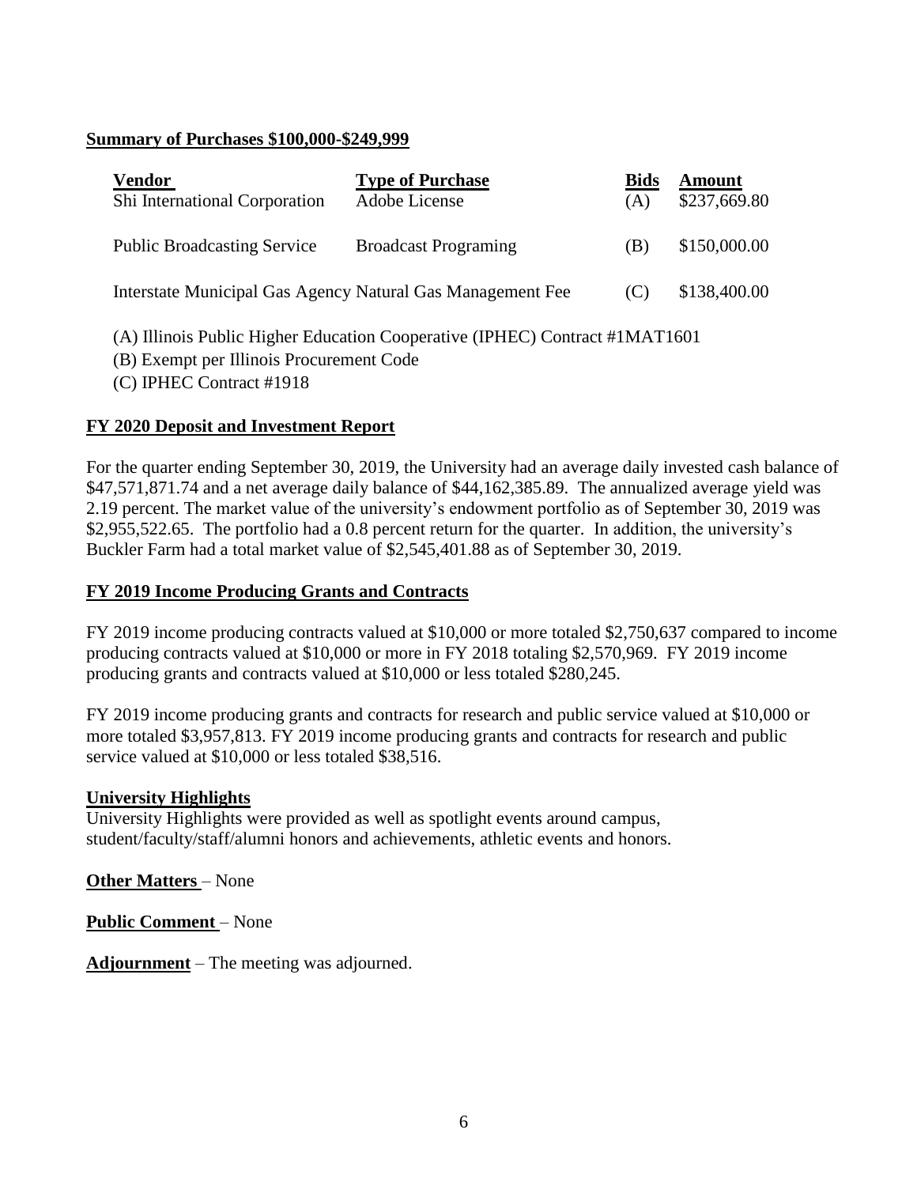**Summary of Purchases $100,000-$249,999**

| Vendor | Type of Purchase | Bids | Amount |
|---|---|---|---|
| Shi International Corporation | Adobe License | (A) | $237,669.80 |
| Public Broadcasting Service | Broadcast Programing | (B) | $150,000.00 |
| Interstate Municipal Gas Agency | Natural Gas Management Fee | (C) | $138,400.00 |

(A) Illinois Public Higher Education Cooperative (IPHEC) Contract #1MAT1601
(B) Exempt per Illinois Procurement Code
(C) IPHEC Contract #1918

**FY 2020 Deposit and Investment Report**

For the quarter ending September 30, 2019, the University had an average daily invested cash balance of $47,571,871.74 and a net average daily balance of $44,162,385.89. The annualized average yield was 2.19 percent. The market value of the university's endowment portfolio as of September 30, 2019 was $2,955,522.65. The portfolio had a 0.8 percent return for the quarter. In addition, the university's Buckler Farm had a total market value of $2,545,401.88 as of September 30, 2019.

**FY 2019 Income Producing Grants and Contracts**

FY 2019 income producing contracts valued at $10,000 or more totaled $2,750,637 compared to income producing contracts valued at $10,000 or more in FY 2018 totaling $2,570,969. FY 2019 income producing grants and contracts valued at $10,000 or less totaled $280,245.

FY 2019 income producing grants and contracts for research and public service valued at $10,000 or more totaled $3,957,813. FY 2019 income producing grants and contracts for research and public service valued at $10,000 or less totaled $38,516.

**University Highlights**
University Highlights were provided as well as spotlight events around campus, student/faculty/staff/alumni honors and achievements, athletic events and honors.

**Other Matters** – None

**Public Comment** – None

**Adjournment** – The meeting was adjourned.